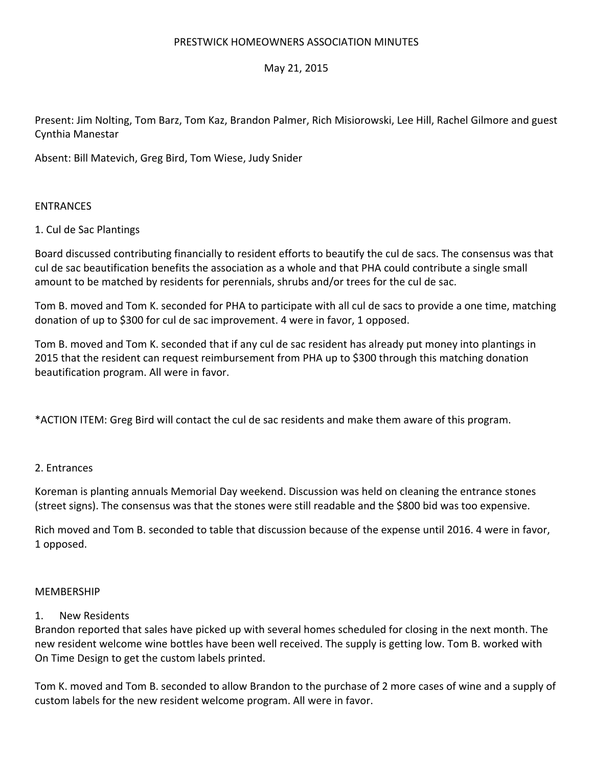PRESTWICK HOMEOWNERS ASSOCIATION MINUTES

May 21, 2015

Present: Jim Nolting, Tom Barz, Tom Kaz, Brandon Palmer, Rich Misiorowski, Lee Hill, Rachel Gilmore and guest Cynthia Manestar

Absent: Bill Matevich, Greg Bird, Tom Wiese, Judy Snider

ENTRANCES

1. Cul de Sac Plantings

Board discussed contributing financially to resident efforts to beautify the cul de sacs. The consensus was that cul de sac beautification benefits the association as a whole and that PHA could contribute a single small amount to be matched by residents for perennials, shrubs and/or trees for the cul de sac.

Tom B. moved and Tom K. seconded for PHA to participate with all cul de sacs to provide a one time, matching donation of up to $300 for cul de sac improvement. 4 were in favor, 1 opposed.

Tom B. moved and Tom K. seconded that if any cul de sac resident has already put money into plantings in 2015 that the resident can request reimbursement from PHA up to $300 through this matching donation beautification program. All were in favor.

*ACTION ITEM: Greg Bird will contact the cul de sac residents and make them aware of this program.

2. Entrances

Koreman is planting annuals Memorial Day weekend. Discussion was held on cleaning the entrance stones (street signs). The consensus was that the stones were still readable and the $800 bid was too expensive.

Rich moved and Tom B. seconded to table that discussion because of the expense until 2016. 4 were in favor, 1 opposed.

MEMBERSHIP

1. New Residents

Brandon reported that sales have picked up with several homes scheduled for closing in the next month. The new resident welcome wine bottles have been well received. The supply is getting low. Tom B. worked with On Time Design to get the custom labels printed.

Tom K. moved and Tom B. seconded to allow Brandon to the purchase of 2 more cases of wine and a supply of custom labels for the new resident welcome program. All were in favor.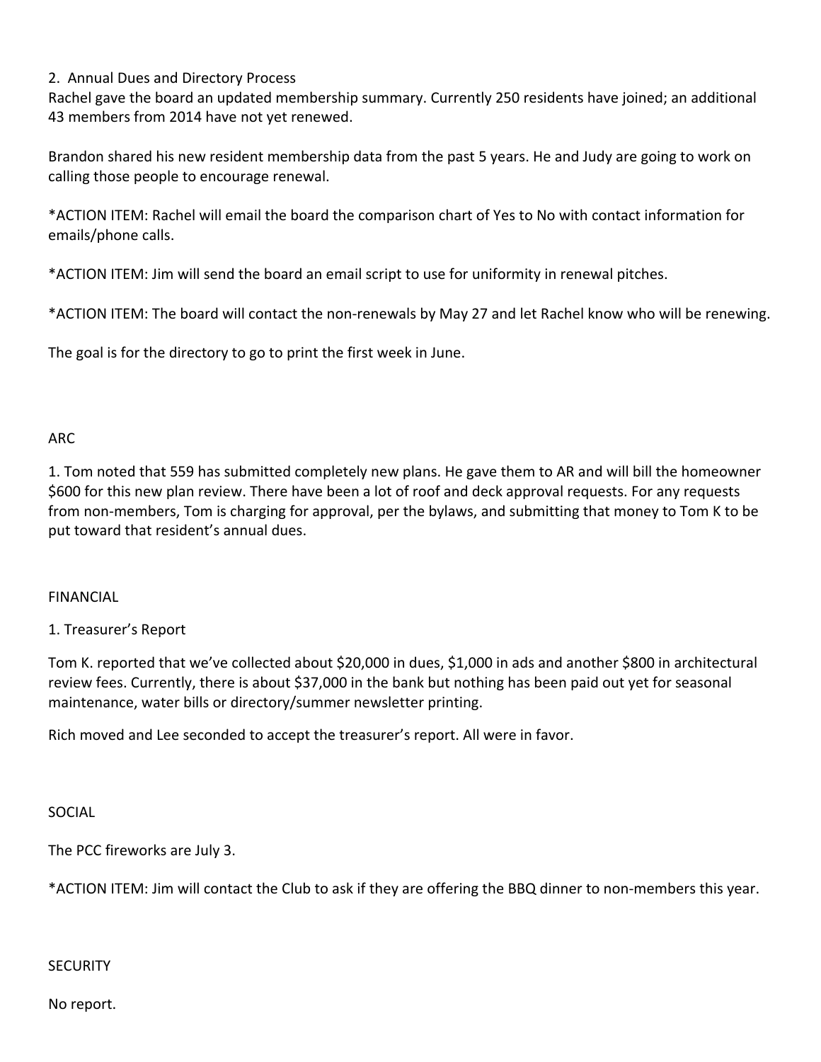2. Annual Dues and Directory Process

Rachel gave the board an updated membership summary. Currently 250 residents have joined; an additional 43 members from 2014 have not yet renewed.

Brandon shared his new resident membership data from the past 5 years. He and Judy are going to work on calling those people to encourage renewal.

*ACTION ITEM: Rachel will email the board the comparison chart of Yes to No with contact information for emails/phone calls.

*ACTION ITEM: Jim will send the board an email script to use for uniformity in renewal pitches.

*ACTION ITEM: The board will contact the non-renewals by May 27 and let Rachel know who will be renewing.

The goal is for the directory to go to print the first week in June.

## ARC

1. Tom noted that 559 has submitted completely new plans. He gave them to AR and will bill the homeowner $600 for this new plan review. There have been a lot of roof and deck approval requests. For any requests from non-members, Tom is charging for approval, per the bylaws, and submitting that money to Tom K to be put toward that resident's annual dues.

## FINANCIAL

1. Treasurer's Report

Tom K. reported that we've collected about $20,000 in dues, $1,000 in ads and another $800 in architectural review fees. Currently, there is about $37,000 in the bank but nothing has been paid out yet for seasonal maintenance, water bills or directory/summer newsletter printing.

Rich moved and Lee seconded to accept the treasurer's report. All were in favor.

## SOCIAL

The PCC fireworks are July 3.

*ACTION ITEM: Jim will contact the Club to ask if they are offering the BBQ dinner to non-members this year.

## SECURITY

No report.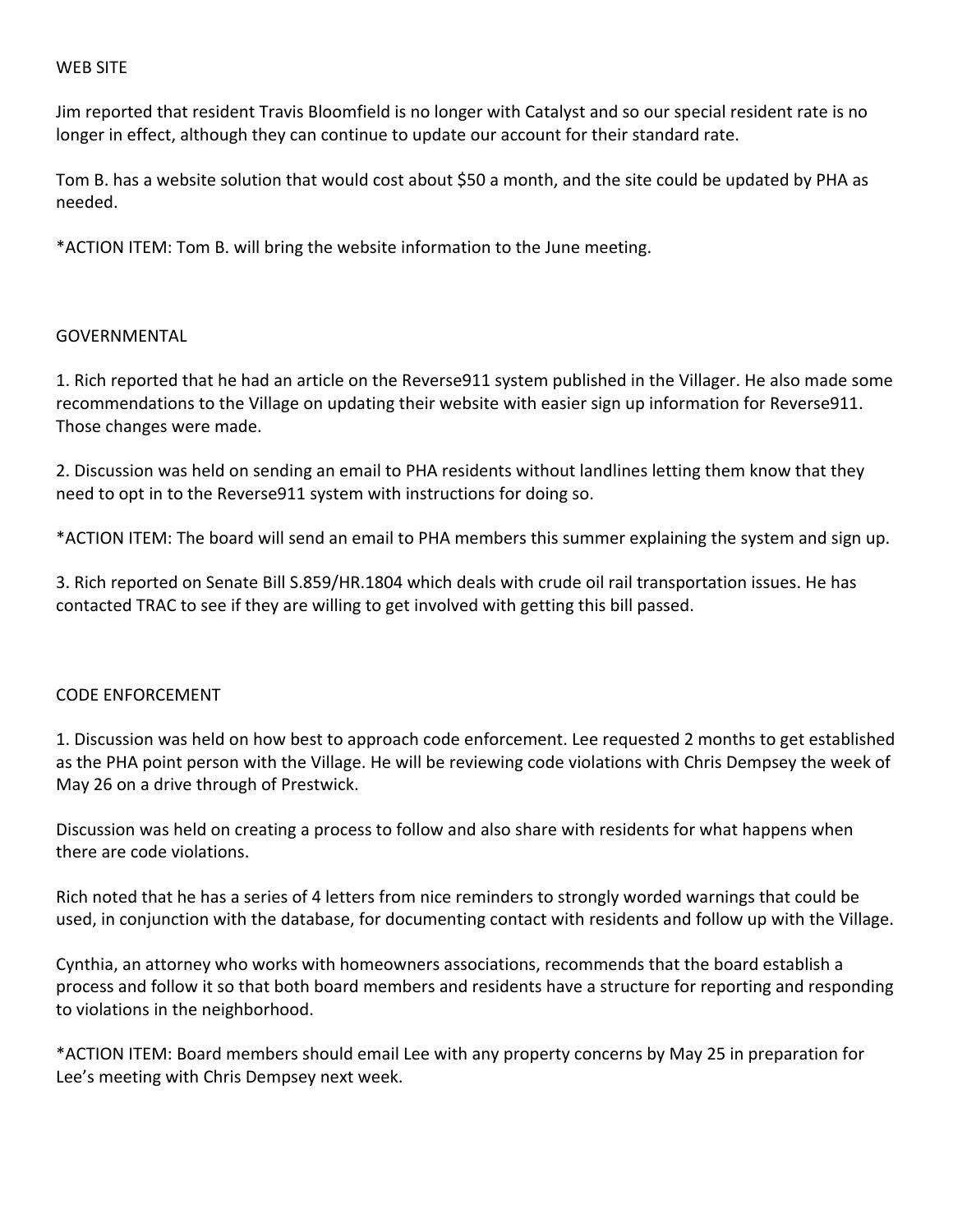## WEB SITE

Jim reported that resident Travis Bloomfield is no longer with Catalyst and so our special resident rate is no longer in effect, although they can continue to update our account for their standard rate.

Tom B. has a website solution that would cost about $50 a month, and the site could be updated by PHA as needed.

*ACTION ITEM: Tom B. will bring the website information to the June meeting.

## GOVERNMENTAL

1. Rich reported that he had an article on the Reverse911 system published in the Villager. He also made some recommendations to the Village on updating their website with easier sign up information for Reverse911. Those changes were made.

2. Discussion was held on sending an email to PHA residents without landlines letting them know that they need to opt in to the Reverse911 system with instructions for doing so.

*ACTION ITEM: The board will send an email to PHA members this summer explaining the system and sign up.

3. Rich reported on Senate Bill S.859/HR.1804 which deals with crude oil rail transportation issues. He has contacted TRAC to see if they are willing to get involved with getting this bill passed.

## CODE ENFORCEMENT

1. Discussion was held on how best to approach code enforcement. Lee requested 2 months to get established as the PHA point person with the Village. He will be reviewing code violations with Chris Dempsey the week of May 26 on a drive through of Prestwick.

Discussion was held on creating a process to follow and also share with residents for what happens when there are code violations.

Rich noted that he has a series of 4 letters from nice reminders to strongly worded warnings that could be used, in conjunction with the database, for documenting contact with residents and follow up with the Village.

Cynthia, an attorney who works with homeowners associations, recommends that the board establish a process and follow it so that both board members and residents have a structure for reporting and responding to violations in the neighborhood.

*ACTION ITEM: Board members should email Lee with any property concerns by May 25 in preparation for Lee's meeting with Chris Dempsey next week.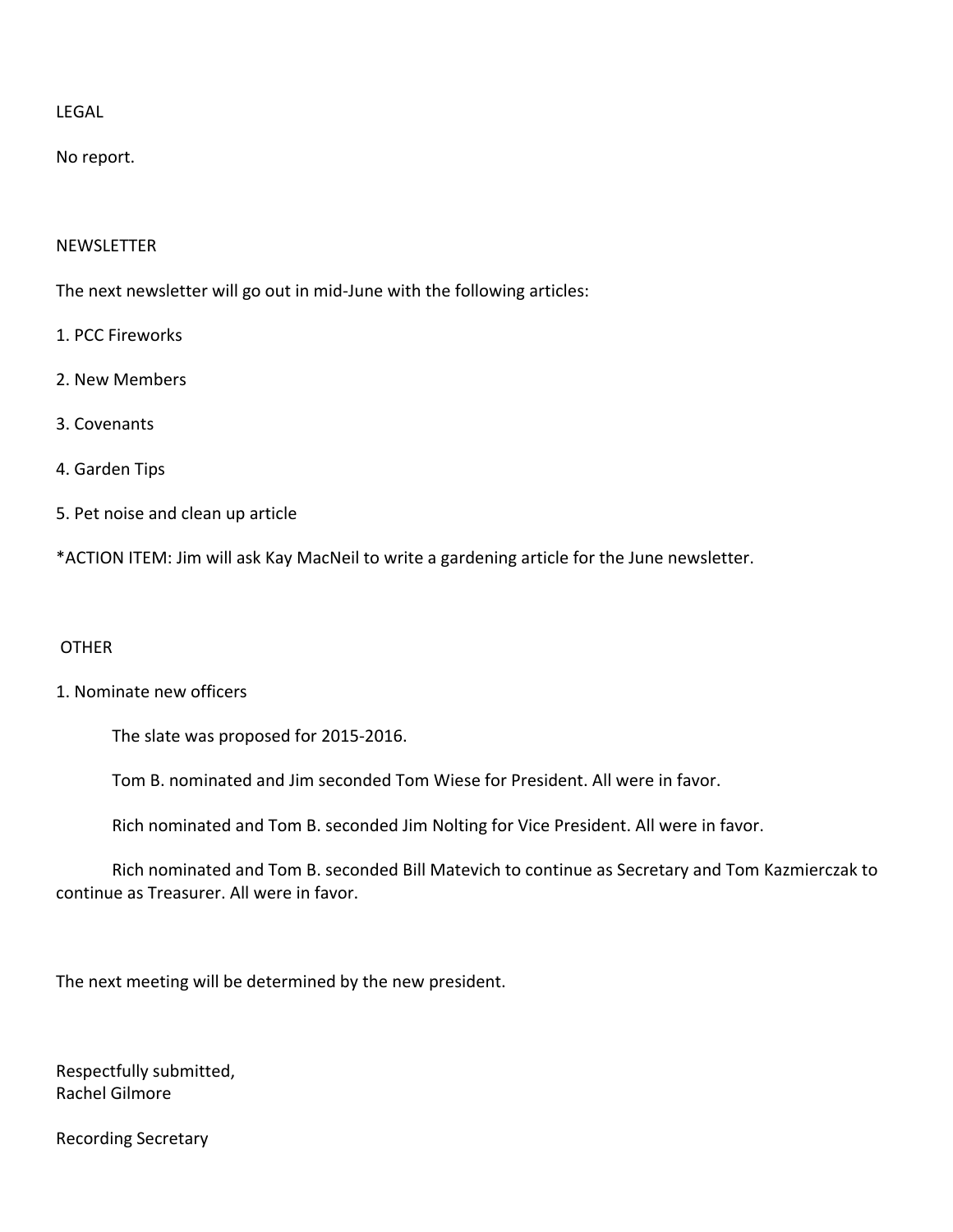## LEGAL

No report.

## NEWSLETTER

The next newsletter will go out in mid-June with the following articles:

1. PCC Fireworks
2. New Members
3. Covenants
4. Garden Tips
5. Pet noise and clean up article

*ACTION ITEM: Jim will ask Kay MacNeil to write a gardening article for the June newsletter.

## OTHER

1. Nominate new officers

   The slate was proposed for 2015-2016.

   Tom B. nominated and Jim seconded Tom Wiese for President. All were in favor.

   Rich nominated and Tom B. seconded Jim Nolting for Vice President. All were in favor.

   Rich nominated and Tom B. seconded Bill Matevich to continue as Secretary and Tom Kazmierczak to continue as Treasurer. All were in favor.

The next meeting will be determined by the new president.

Respectfully submitted,
Rachel Gilmore

Recording Secretary